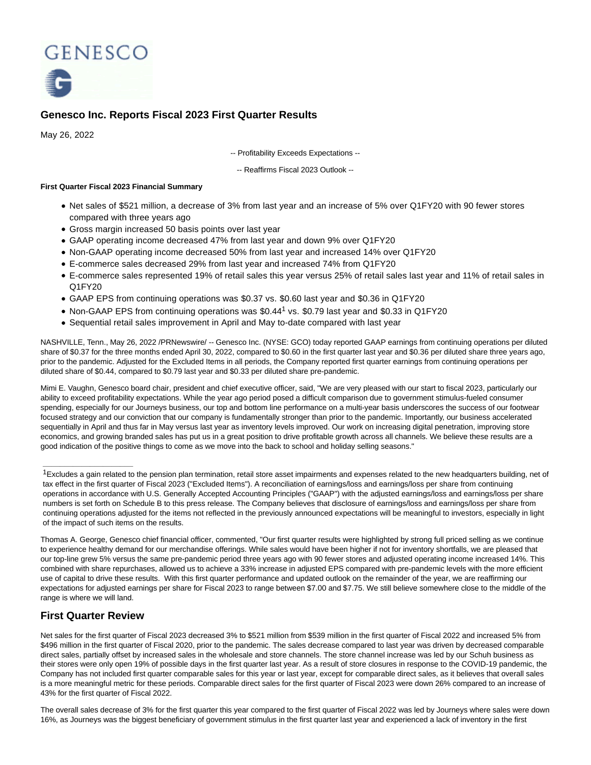GENESCO

# Genesco Inc. Reports Fiscal 2023 First Quarter Results

May 26, 2022

-- Profitability Exceeds Expectations --

-- Reaffirms Fiscal 2023 Outlook --

**First Quarter Fiscal 2023 Financial Summary**

- Net sales of $521 million, a decrease of 3% from last year and an increase of 5% over Q1FY20 with 90 fewer stores compared with three years ago
- Gross margin increased 50 basis points over last year
- GAAP operating income decreased 47% from last year and down 9% over Q1FY20
- Non-GAAP operating income decreased 50% from last year and increased 14% over Q1FY20
- E-commerce sales decreased 29% from last year and increased 74% from Q1FY20
- E-commerce sales represented 19% of retail sales this year versus 25% of retail sales last year and 11% of retail sales in Q1FY20
- GAAP EPS from continuing operations was $0.37 vs. $0.60 last year and $0.36 in Q1FY20
- Non-GAAP EPS from continuing operations was $0.44[1] vs. $0.79 last year and $0.33 in Q1FY20
- Sequential retail sales improvement in April and May to-date compared with last year

NASHVILLE, Tenn., May 26, 2022 /PRNewswire/ -- Genesco Inc. (NYSE: GCO) today reported GAAP earnings from continuing operations per diluted share of $0.37 for the three months ended April 30, 2022, compared to $0.60 in the first quarter last year and $0.36 per diluted share three years ago, prior to the pandemic. Adjusted for the Excluded Items in all periods, the Company reported first quarter earnings from continuing operations per diluted share of $0.44, compared to $0.79 last year and $0.33 per diluted share pre-pandemic.

Mimi E. Vaughn, Genesco board chair, president and chief executive officer, said, "We are very pleased with our start to fiscal 2023, particularly our ability to exceed profitability expectations. While the year ago period posed a difficult comparison due to government stimulus-fueled consumer spending, especially for our Journeys business, our top and bottom line performance on a multi-year basis underscores the success of our footwear focused strategy and our conviction that our company is fundamentally stronger than prior to the pandemic. Importantly, our business accelerated sequentially in April and thus far in May versus last year as inventory levels improved. Our work on increasing digital penetration, improving store economics, and growing branded sales has put us in a great position to drive profitable growth across all channels. We believe these results are a good indication of the positive things to come as we move into the back to school and holiday selling seasons."

---

[1]Excludes a gain related to the pension plan termination, retail store asset impairments and expenses related to the new headquarters building, net of tax effect in the first quarter of Fiscal 2023 ("Excluded Items"). A reconciliation of earnings/loss and earnings/loss per share from continuing operations in accordance with U.S. Generally Accepted Accounting Principles ("GAAP") with the adjusted earnings/loss and earnings/loss per share numbers is set forth on Schedule B to this press release. The Company believes that disclosure of earnings/loss and earnings/loss per share from continuing operations adjusted for the items not reflected in the previously announced expectations will be meaningful to investors, especially in light of the impact of such items on the results.

Thomas A. George, Genesco chief financial officer, commented, "Our first quarter results were highlighted by strong full priced selling as we continue to experience healthy demand for our merchandise offerings. While sales would have been higher if not for inventory shortfalls, we are pleased that our top-line grew 5% versus the same pre-pandemic period three years ago with 90 fewer stores and adjusted operating income increased 14%. This combined with share repurchases, allowed us to achieve a 33% increase in adjusted EPS compared with pre-pandemic levels with the more efficient use of capital to drive these results. With this first quarter performance and updated outlook on the remainder of the year, we are reaffirming our expectations for adjusted earnings per share for Fiscal 2023 to range between $7.00 and $7.75. We still believe somewhere close to the middle of the range is where we will land.

## First Quarter Review

Net sales for the first quarter of Fiscal 2023 decreased 3% to $521 million from $539 million in the first quarter of Fiscal 2022 and increased 5% from $496 million in the first quarter of Fiscal 2020, prior to the pandemic. The sales decrease compared to last year was driven by decreased comparable direct sales, partially offset by increased sales in the wholesale and store channels. The store channel increase was led by our Schuh business as their stores were only open 19% of possible days in the first quarter last year. As a result of store closures in response to the COVID-19 pandemic, the Company has not included first quarter comparable sales for this year or last year, except for comparable direct sales, as it believes that overall sales is a more meaningful metric for these periods. Comparable direct sales for the first quarter of Fiscal 2023 were down 26% compared to an increase of 43% for the first quarter of Fiscal 2022.

The overall sales decrease of 3% for the first quarter this year compared to the first quarter of Fiscal 2022 was led by Journeys where sales were down 16%, as Journeys was the biggest beneficiary of government stimulus in the first quarter last year and experienced a lack of inventory in the first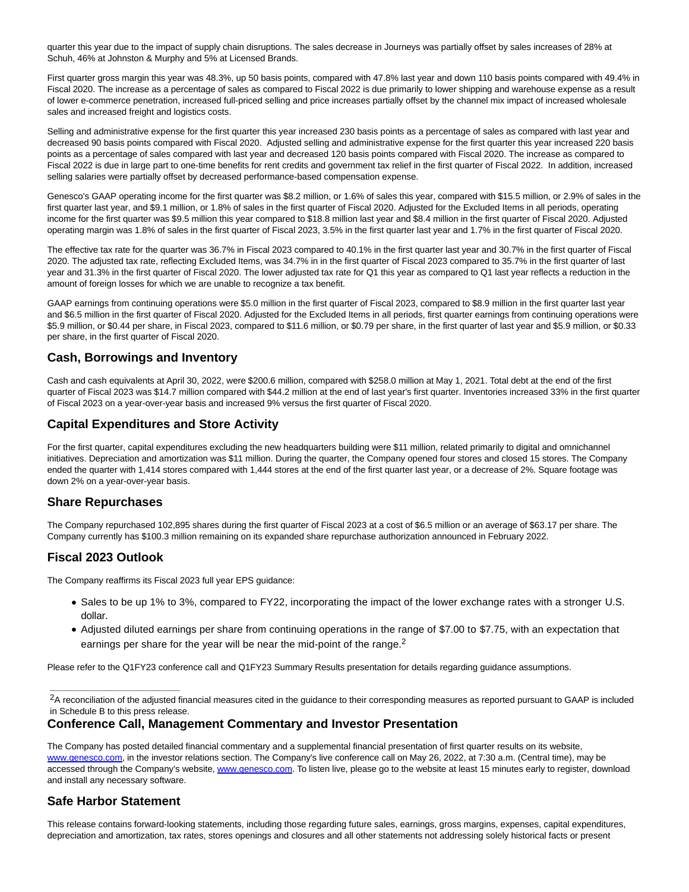quarter this year due to the impact of supply chain disruptions. The sales decrease in Journeys was partially offset by sales increases of 28% at Schuh, 46% at Johnston & Murphy and 5% at Licensed Brands.

First quarter gross margin this year was 48.3%, up 50 basis points, compared with 47.8% last year and down 110 basis points compared with 49.4% in Fiscal 2020. The increase as a percentage of sales as compared to Fiscal 2022 is due primarily to lower shipping and warehouse expense as a result of lower e-commerce penetration, increased full-priced selling and price increases partially offset by the channel mix impact of increased wholesale sales and increased freight and logistics costs.

Selling and administrative expense for the first quarter this year increased 230 basis points as a percentage of sales as compared with last year and decreased 90 basis points compared with Fiscal 2020. Adjusted selling and administrative expense for the first quarter this year increased 220 basis points as a percentage of sales compared with last year and decreased 120 basis points compared with Fiscal 2020. The increase as compared to Fiscal 2022 is due in large part to one-time benefits for rent credits and government tax relief in the first quarter of Fiscal 2022. In addition, increased selling salaries were partially offset by decreased performance-based compensation expense.

Genesco's GAAP operating income for the first quarter was $8.2 million, or 1.6% of sales this year, compared with $15.5 million, or 2.9% of sales in the first quarter last year, and $9.1 million, or 1.8% of sales in the first quarter of Fiscal 2020. Adjusted for the Excluded Items in all periods, operating income for the first quarter was $9.5 million this year compared to $18.8 million last year and $8.4 million in the first quarter of Fiscal 2020. Adjusted operating margin was 1.8% of sales in the first quarter of Fiscal 2023, 3.5% in the first quarter last year and 1.7% in the first quarter of Fiscal 2020.

The effective tax rate for the quarter was 36.7% in Fiscal 2023 compared to 40.1% in the first quarter last year and 30.7% in the first quarter of Fiscal 2020. The adjusted tax rate, reflecting Excluded Items, was 34.7% in in the first quarter of Fiscal 2023 compared to 35.7% in the first quarter of last year and 31.3% in the first quarter of Fiscal 2020. The lower adjusted tax rate for Q1 this year as compared to Q1 last year reflects a reduction in the amount of foreign losses for which we are unable to recognize a tax benefit.

GAAP earnings from continuing operations were $5.0 million in the first quarter of Fiscal 2023, compared to $8.9 million in the first quarter last year and $6.5 million in the first quarter of Fiscal 2020. Adjusted for the Excluded Items in all periods, first quarter earnings from continuing operations were $5.9 million, or $0.44 per share, in Fiscal 2023, compared to $11.6 million, or $0.79 per share, in the first quarter of last year and $5.9 million, or $0.33 per share, in the first quarter of Fiscal 2020.

## Cash, Borrowings and Inventory

Cash and cash equivalents at April 30, 2022, were $200.6 million, compared with $258.0 million at May 1, 2021. Total debt at the end of the first quarter of Fiscal 2023 was $14.7 million compared with $44.2 million at the end of last year's first quarter. Inventories increased 33% in the first quarter of Fiscal 2023 on a year-over-year basis and increased 9% versus the first quarter of Fiscal 2020.

## Capital Expenditures and Store Activity

For the first quarter, capital expenditures excluding the new headquarters building were $11 million, related primarily to digital and omnichannel initiatives. Depreciation and amortization was $11 million. During the quarter, the Company opened four stores and closed 15 stores. The Company ended the quarter with 1,414 stores compared with 1,444 stores at the end of the first quarter last year, or a decrease of 2%. Square footage was down 2% on a year-over-year basis.

## Share Repurchases

The Company repurchased 102,895 shares during the first quarter of Fiscal 2023 at a cost of $6.5 million or an average of $63.17 per share. The Company currently has $100.3 million remaining on its expanded share repurchase authorization announced in February 2022.

## Fiscal 2023 Outlook

The Company reaffirms its Fiscal 2023 full year EPS guidance:

- Sales to be up 1% to 3%, compared to FY22, incorporating the impact of the lower exchange rates with a stronger U.S. dollar.
- Adjusted diluted earnings per share from continuing operations in the range of $7.00 to $7.75, with an expectation that earnings per share for the year will be near the mid-point of the range.[2]

Please refer to the Q1FY23 conference call and Q1FY23 Summary Results presentation for details regarding guidance assumptions.

[2] A reconciliation of the adjusted financial measures cited in the guidance to their corresponding measures as reported pursuant to GAAP is included in Schedule B to this press release.

## Conference Call, Management Commentary and Investor Presentation

The Company has posted detailed financial commentary and a supplemental financial presentation of first quarter results on its website, www.genesco.com, in the investor relations section. The Company's live conference call on May 26, 2022, at 7:30 a.m. (Central time), may be accessed through the Company's website, www.genesco.com. To listen live, please go to the website at least 15 minutes early to register, download and install any necessary software.

## Safe Harbor Statement

This release contains forward-looking statements, including those regarding future sales, earnings, gross margins, expenses, capital expenditures, depreciation and amortization, tax rates, stores openings and closures and all other statements not addressing solely historical facts or present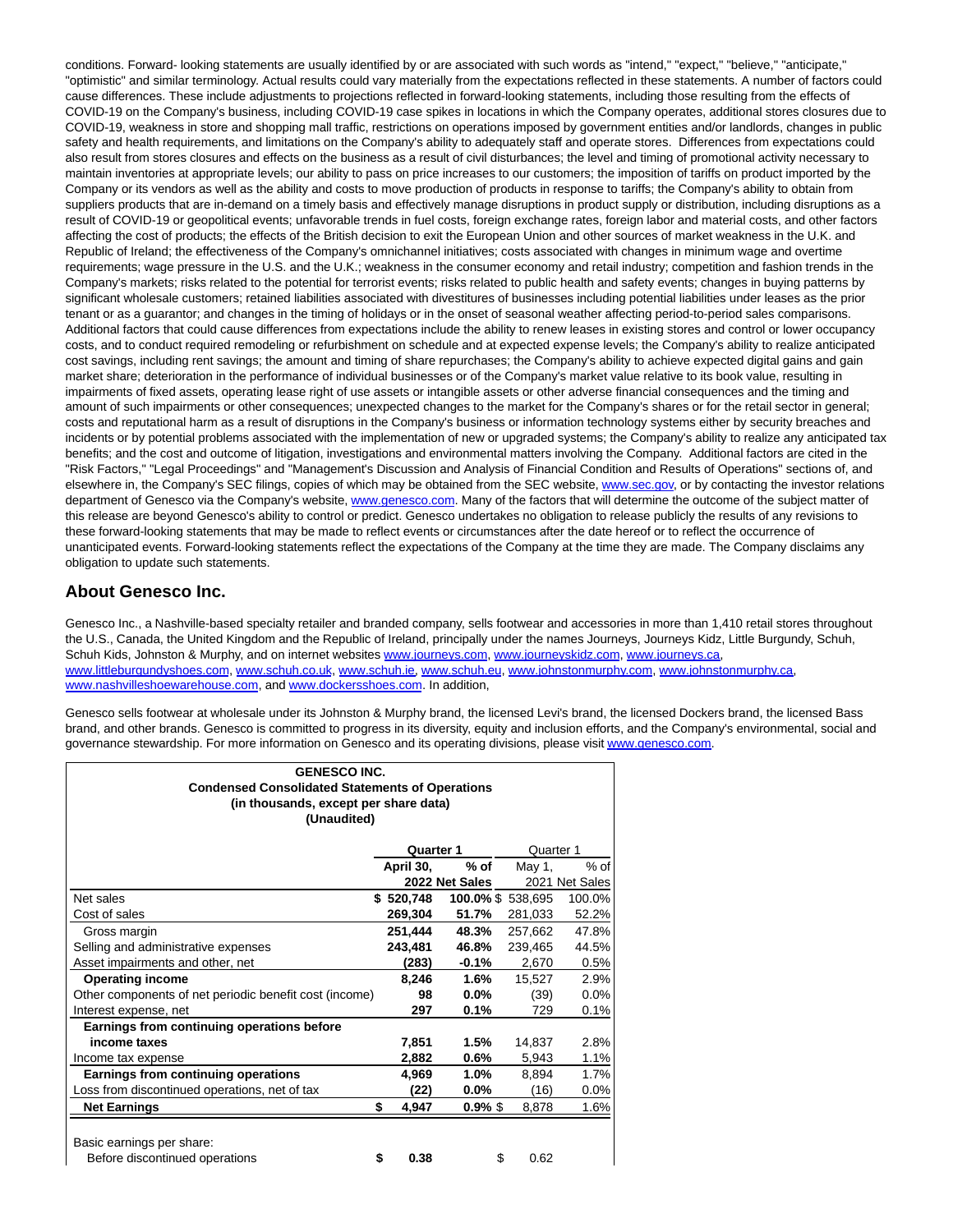conditions. Forward- looking statements are usually identified by or are associated with such words as "intend," "expect," "believe," "anticipate," "optimistic" and similar terminology. Actual results could vary materially from the expectations reflected in these statements. A number of factors could cause differences. These include adjustments to projections reflected in forward-looking statements, including those resulting from the effects of COVID-19 on the Company's business, including COVID-19 case spikes in locations in which the Company operates, additional stores closures due to COVID-19, weakness in store and shopping mall traffic, restrictions on operations imposed by government entities and/or landlords, changes in public safety and health requirements, and limitations on the Company's ability to adequately staff and operate stores. Differences from expectations could also result from stores closures and effects on the business as a result of civil disturbances; the level and timing of promotional activity necessary to maintain inventories at appropriate levels; our ability to pass on price increases to our customers; the imposition of tariffs on product imported by the Company or its vendors as well as the ability and costs to move production of products in response to tariffs; the Company's ability to obtain from suppliers products that are in-demand on a timely basis and effectively manage disruptions in product supply or distribution, including disruptions as a result of COVID-19 or geopolitical events; unfavorable trends in fuel costs, foreign exchange rates, foreign labor and material costs, and other factors affecting the cost of products; the effects of the British decision to exit the European Union and other sources of market weakness in the U.K. and Republic of Ireland; the effectiveness of the Company's omnichannel initiatives; costs associated with changes in minimum wage and overtime requirements; wage pressure in the U.S. and the U.K.; weakness in the consumer economy and retail industry; competition and fashion trends in the Company's markets; risks related to the potential for terrorist events; risks related to public health and safety events; changes in buying patterns by significant wholesale customers; retained liabilities associated with divestitures of businesses including potential liabilities under leases as the prior tenant or as a guarantor; and changes in the timing of holidays or in the onset of seasonal weather affecting period-to-period sales comparisons. Additional factors that could cause differences from expectations include the ability to renew leases in existing stores and control or lower occupancy costs, and to conduct required remodeling or refurbishment on schedule and at expected expense levels; the Company's ability to realize anticipated cost savings, including rent savings; the amount and timing of share repurchases; the Company's ability to achieve expected digital gains and gain market share; deterioration in the performance of individual businesses or of the Company's market value relative to its book value, resulting in impairments of fixed assets, operating lease right of use assets or intangible assets or other adverse financial consequences and the timing and amount of such impairments or other consequences; unexpected changes to the market for the Company's shares or for the retail sector in general; costs and reputational harm as a result of disruptions in the Company's business or information technology systems either by security breaches and incidents or by potential problems associated with the implementation of new or upgraded systems; the Company's ability to realize any anticipated tax benefits; and the cost and outcome of litigation, investigations and environmental matters involving the Company. Additional factors are cited in the "Risk Factors," "Legal Proceedings" and "Management's Discussion and Analysis of Financial Condition and Results of Operations" sections of, and elsewhere in, the Company's SEC filings, copies of which may be obtained from the SEC website, www.sec.gov, or by contacting the investor relations department of Genesco via the Company's website, www.genesco.com. Many of the factors that will determine the outcome of the subject matter of this release are beyond Genesco's ability to control or predict. Genesco undertakes no obligation to release publicly the results of any revisions to these forward-looking statements that may be made to reflect events or circumstances after the date hereof or to reflect the occurrence of unanticipated events. Forward-looking statements reflect the expectations of the Company at the time they are made. The Company disclaims any obligation to update such statements.

## About Genesco Inc.

Genesco Inc., a Nashville-based specialty retailer and branded company, sells footwear and accessories in more than 1,410 retail stores throughout the U.S., Canada, the United Kingdom and the Republic of Ireland, principally under the names Journeys, Journeys Kidz, Little Burgundy, Schuh, Schuh Kids, Johnston & Murphy, and on internet websites www.journeys.com, www.journeyskidz.com, www.journeys.ca, www.littleburgundyshoes.com, www.schuh.co.uk, www.schuh.ie, www.schuh.eu, www.johnstonmurphy.com, www.johnstonmurphy.ca, www.nashvilleshoewarehouse.com, and www.dockersshoes.com. In addition,

Genesco sells footwear at wholesale under its Johnston & Murphy brand, the licensed Levi's brand, the licensed Dockers brand, the licensed Bass brand, and other brands. Genesco is committed to progress in its diversity, equity and inclusion efforts, and the Company's environmental, social and governance stewardship. For more information on Genesco and its operating divisions, please visit www.genesco.com.

**GENESCO INC.**
**Condensed Consolidated Statements of Operations**
**(in thousands, except per share data)**
**(Unaudited)**

| | Quarter 1 | | Quarter 1 | |
|---|---|---|---|---|
| | April 30, 2022 | % of Net Sales | May 1, 2021 | % of Net Sales |
| Net sales | $ 520,748 | 100.0% | $ 538,695 | 100.0% |
| Cost of sales | 269,304 | 51.7% | 281,033 | 52.2% |
| Gross margin | 251,444 | 48.3% | 257,662 | 47.8% |
| Selling and administrative expenses | 243,481 | 46.8% | 239,465 | 44.5% |
| Asset impairments and other, net | (283) | -0.1% | 2,670 | 0.5% |
| **Operating income** | 8,246 | 1.6% | 15,527 | 2.9% |
| Other components of net periodic benefit cost (income) | 98 | 0.0% | (39) | 0.0% |
| Interest expense, net | 297 | 0.1% | 729 | 0.1% |
| **Earnings from continuing operations before income taxes** | 7,851 | 1.5% | 14,837 | 2.8% |
| Income tax expense | 2,882 | 0.6% | 5,943 | 1.1% |
| **Earnings from continuing operations** | 4,969 | 1.0% | 8,894 | 1.7% |
| Loss from discontinued operations, net of tax | (22) | 0.0% | (16) | 0.0% |
| **Net Earnings** | $ 4,947 | 0.9% | $ 8,878 | 1.6% |
| | | | | |
| Basic earnings per share: | | | | |
| Before discontinued operations | $ 0.38 | | $ 0.62 | |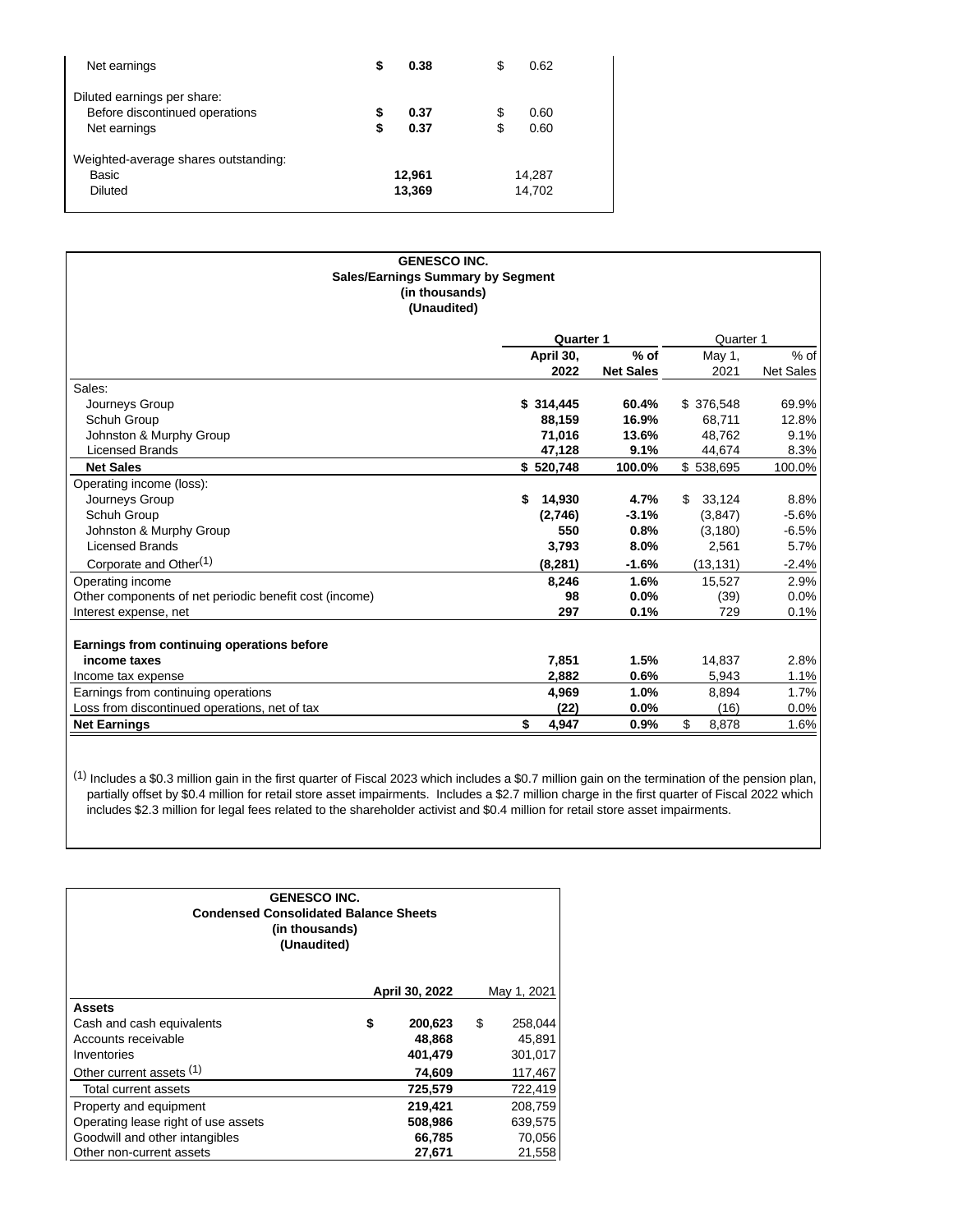| | | |
|---|---|---|
| Net earnings | **$ 0.38** | $ 0.62 |
| Diluted earnings per share: | | |
| Before discontinued operations | **$ 0.37** | $ 0.60 |
| Net earnings | **$ 0.37** | $ 0.60 |
| Weighted-average shares outstanding: | | |
| Basic | **12,961** | 14,287 |
| Diluted | **13,369** | 14,702 |

**GENESCO INC.**
**Sales/Earnings Summary by Segment**
**(in thousands)**
**(Unaudited)**

| | **Quarter 1** | | Quarter 1 | |
|---|---|---|---|---|
| | **April 30, 2022** | **% of Net Sales** | May 1, 2021 | % of Net Sales |
| Sales: | | | | |
| Journeys Group | **$ 314,445** | **60.4%** | $ 376,548 | 69.9% |
| Schuh Group | **88,159** | **16.9%** | 68,711 | 12.8% |
| Johnston & Murphy Group | **71,016** | **13.6%** | 48,762 | 9.1% |
| Licensed Brands | **47,128** | **9.1%** | 44,674 | 8.3% |
| **Net Sales** | **$ 520,748** | **100.0%** | $ 538,695 | 100.0% |
| Operating income (loss): | | | | |
| Journeys Group | **$ 14,930** | **4.7%** | $ 33,124 | 8.8% |
| Schuh Group | **(2,746)** | **-3.1%** | (3,847) | -5.6% |
| Johnston & Murphy Group | **550** | **0.8%** | (3,180) | -6.5% |
| Licensed Brands | **3,793** | **8.0%** | 2,561 | 5.7% |
| Corporate and Other[1] | **(8,281)** | **-1.6%** | (13,131) | -2.4% |
| Operating income | **8,246** | **1.6%** | 15,527 | 2.9% |
| Other components of net periodic benefit cost (income) | **98** | **0.0%** | (39) | 0.0% |
| Interest expense, net | **297** | **0.1%** | 729 | 0.1% |
| **Earnings from continuing operations before income taxes** | **7,851** | **1.5%** | 14,837 | 2.8% |
| Income tax expense | **2,882** | **0.6%** | 5,943 | 1.1% |
| Earnings from continuing operations | **4,969** | **1.0%** | 8,894 | 1.7% |
| Loss from discontinued operations, net of tax | **(22)** | **0.0%** | (16) | 0.0% |
| **Net Earnings** | **$ 4,947** | **0.9%** | $ 8,878 | 1.6% |

[1] Includes a $0.3 million gain in the first quarter of Fiscal 2023 which includes a $0.7 million gain on the termination of the pension plan, partially offset by $0.4 million for retail store asset impairments. Includes a $2.7 million charge in the first quarter of Fiscal 2022 which includes $2.3 million for legal fees related to the shareholder activist and $0.4 million for retail store asset impairments.

**GENESCO INC.**
**Condensed Consolidated Balance Sheets**
**(in thousands)**
**(Unaudited)**

| | **April 30, 2022** | May 1, 2021 |
|---|---|---|
| **Assets** | | |
| Cash and cash equivalents | **$ 200,623** | $ 258,044 |
| Accounts receivable | **48,868** | 45,891 |
| Inventories | **401,479** | 301,017 |
| Other current assets [1] | **74,609** | 117,467 |
| Total current assets | **725,579** | 722,419 |
| Property and equipment | **219,421** | 208,759 |
| Operating lease right of use assets | **508,986** | 639,575 |
| Goodwill and other intangibles | **66,785** | 70,056 |
| Other non-current assets | **27,671** | 21,558 |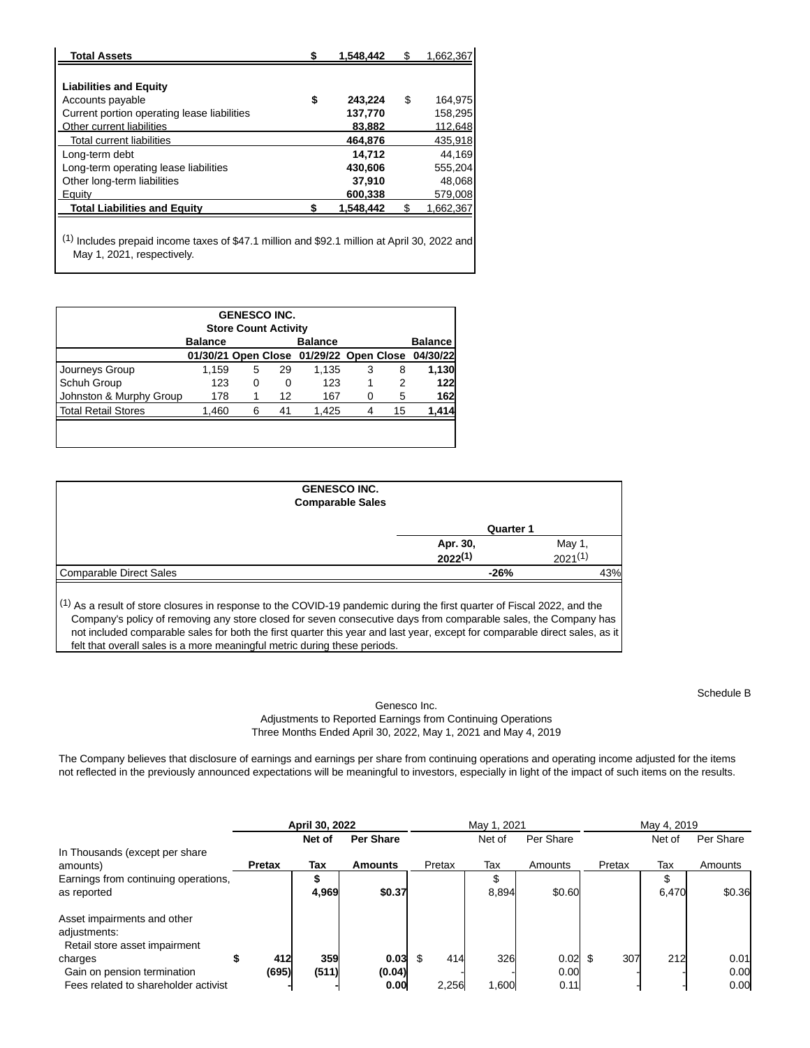| | | |
|---|---|---|
| **Total Assets** | **$ 1,548,442** | $ 1,662,367 |
| | | |
| **Liabilities and Equity** | | |
| Accounts payable | **$ 243,224** | $ 164,975 |
| Current portion operating lease liabilities | **137,770** | 158,295 |
| Other current liabilities | **83,882** | 112,648 |
| Total current liabilities | **464,876** | 435,918 |
| Long-term debt | **14,712** | 44,169 |
| Long-term operating lease liabilities | **430,606** | 555,204 |
| Other long-term liabilities | **37,910** | 48,068 |
| Equity | **600,338** | 579,008 |
| **Total Liabilities and Equity** | **$ 1,548,442** | $ 1,662,367 |

(1) Includes prepaid income taxes of $47.1 million and $92.1 million at April 30, 2022 and May 1, 2021, respectively.

**GENESCO INC.**
**Store Count Activity**

| | Balance 01/30/21 | Open | Close | Balance 01/29/22 | Open | Close | Balance 04/30/22 |
|---|---|---|---|---|---|---|---|
| Journeys Group | 1,159 | 5 | 29 | 1,135 | 3 | 8 | **1,130** |
| Schuh Group | 123 | 0 | 0 | 123 | 1 | 2 | **122** |
| Johnston & Murphy Group | 178 | 1 | 12 | 167 | 0 | 5 | **162** |
| Total Retail Stores | 1,460 | 6 | 41 | 1,425 | 4 | 15 | **1,414** |

**GENESCO INC.**
**Comparable Sales**

| | Quarter 1 | |
|---|---|---|
| | **Apr. 30, 2022[1]** | May 1, 2021[1] |
| Comparable Direct Sales | **-26%** | 43% |

(1) As a result of store closures in response to the COVID-19 pandemic during the first quarter of Fiscal 2022, and the Company's policy of removing any store closed for seven consecutive days from comparable sales, the Company has not included comparable sales for both the first quarter this year and last year, except for comparable direct sales, as it felt that overall sales is a more meaningful metric during these periods.

Schedule B

Genesco Inc.
Adjustments to Reported Earnings from Continuing Operations
Three Months Ended April 30, 2022, May 1, 2021 and May 4, 2019

The Company believes that disclosure of earnings and earnings per share from continuing operations and operating income adjusted for the items not reflected in the previously announced expectations will be meaningful to investors, especially in light of the impact of such items on the results.

| | **April 30, 2022** | | | May 1, 2021 | | | May 4, 2019 | | |
|---|---|---|---|---|---|---|---|---|---|
| In Thousands (except per share amounts) | **Pretax** | **Net of Tax** | **Per Share Amounts** | Pretax | Net of Tax | Per Share Amounts | Pretax | Net of Tax | Per Share Amounts |
| Earnings from continuing operations, as reported | | **$ 4,969** | **$0.37** | | $ 8,894 | $0.60 | | $ 6,470 | $0.36 |
| Asset impairments and other adjustments: | | | | | | | | | |
| Retail store asset impairment charges | **$ 412** | **359** | **0.03** | $ 414 | 326 | 0.02 | $ 307 | 212 | 0.01 |
| Gain on pension termination | **(695)** | **(511)** | **(0.04)** | - | - | 0.00 | - | - | 0.00 |
| Fees related to shareholder activist | **-** | **-** | **0.00** | 2,256 | 1,600 | 0.11 | - | - | 0.00 |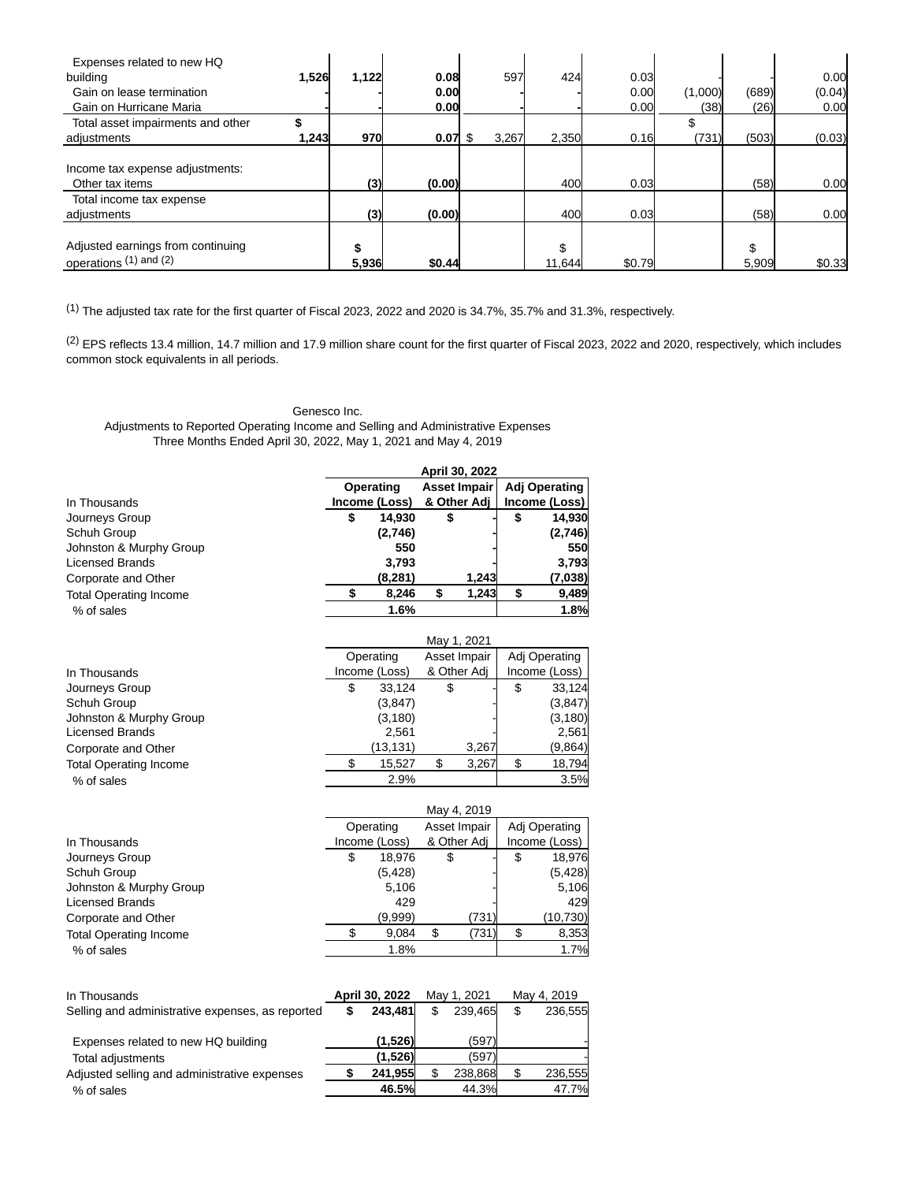| | | | | | | | | | |
|---|---|---|---|---|---|---|---|---|---|
| Expenses related to new HQ building | 1,526 | 1,122 | 0.08 | 597 | 424 | 0.03 | - | - | 0.00 |
| Gain on lease termination | - | - | 0.00 | - | - | 0.00 | (1,000) | (689) | (0.04) |
| Gain on Hurricane Maria | - | - | 0.00 | - | - | 0.00 | (38) | (26) | 0.00 |
| Total asset impairments and other adjustments | $ 1,243 | 970 | 0.07 | $ 3,267 | 2,350 | 0.16 | $ (731) | (503) | (0.03) |
| Income tax expense adjustments: | | | | | | | | | |
| Other tax items | | (3) | (0.00) | | 400 | 0.03 | | (58) | 0.00 |
| Total income tax expense adjustments | | (3) | (0.00) | | 400 | 0.03 | | (58) | 0.00 |
| Adjusted earnings from continuing operations (1) and (2) | | $ 5,936 | $0.44 | | $ 11,644 | $0.79 | | $ 5,909 | $0.33 |

(1) The adjusted tax rate for the first quarter of Fiscal 2023, 2022 and 2020 is 34.7%, 35.7% and 31.3%, respectively.

(2) EPS reflects 13.4 million, 14.7 million and 17.9 million share count for the first quarter of Fiscal 2023, 2022 and 2020, respectively, which includes common stock equivalents in all periods.

Genesco Inc.
Adjustments to Reported Operating Income and Selling and Administrative Expenses
Three Months Ended April 30, 2022, May 1, 2021 and May 4, 2019

| | April 30, 2022 | | |
|---|---|---|---|
| In Thousands | **Operating Income (Loss)** | **Asset Impair & Other Adj** | **Adj Operating Income (Loss)** |
| Journeys Group | **$ 14,930** | **$ -** | **$ 14,930** |
| Schuh Group | **(2,746)** | **-** | **(2,746)** |
| Johnston & Murphy Group | **550** | **-** | **550** |
| Licensed Brands | **3,793** | **-** | **3,793** |
| Corporate and Other | **(8,281)** | **1,243** | **(7,038)** |
| Total Operating Income | **$ 8,246** | **$ 1,243** | **$ 9,489** |
| % of sales | **1.6%** | | **1.8%** |

| | May 1, 2021 | | |
|---|---|---|---|
| In Thousands | Operating Income (Loss) | Asset Impair & Other Adj | Adj Operating Income (Loss) |
| Journeys Group | $ 33,124 | $ - | $ 33,124 |
| Schuh Group | (3,847) | - | (3,847) |
| Johnston & Murphy Group | (3,180) | - | (3,180) |
| Licensed Brands | 2,561 | - | 2,561 |
| Corporate and Other | (13,131) | 3,267 | (9,864) |
| Total Operating Income | $ 15,527 | $ 3,267 | $ 18,794 |
| % of sales | 2.9% | | 3.5% |

| | May 4, 2019 | | |
|---|---|---|---|
| In Thousands | Operating Income (Loss) | Asset Impair & Other Adj | Adj Operating Income (Loss) |
| Journeys Group | $ 18,976 | $ - | $ 18,976 |
| Schuh Group | (5,428) | - | (5,428) |
| Johnston & Murphy Group | 5,106 | - | 5,106 |
| Licensed Brands | 429 | - | 429 |
| Corporate and Other | (9,999) | (731) | (10,730) |
| Total Operating Income | $ 9,084 | $ (731) | $ 8,353 |
| % of sales | 1.8% | | 1.7% |

| In Thousands | **April 30, 2022** | May 1, 2021 | May 4, 2019 |
|---|---|---|---|
| Selling and administrative expenses, as reported | **$ 243,481** | $ 239,465 | $ 236,555 |
| Expenses related to new HQ building | **(1,526)** | (597) | - |
| Total adjustments | **(1,526)** | (597) | - |
| Adjusted selling and administrative expenses | **$ 241,955** | $ 238,868 | $ 236,555 |
| % of sales | **46.5%** | 44.3% | 47.7% |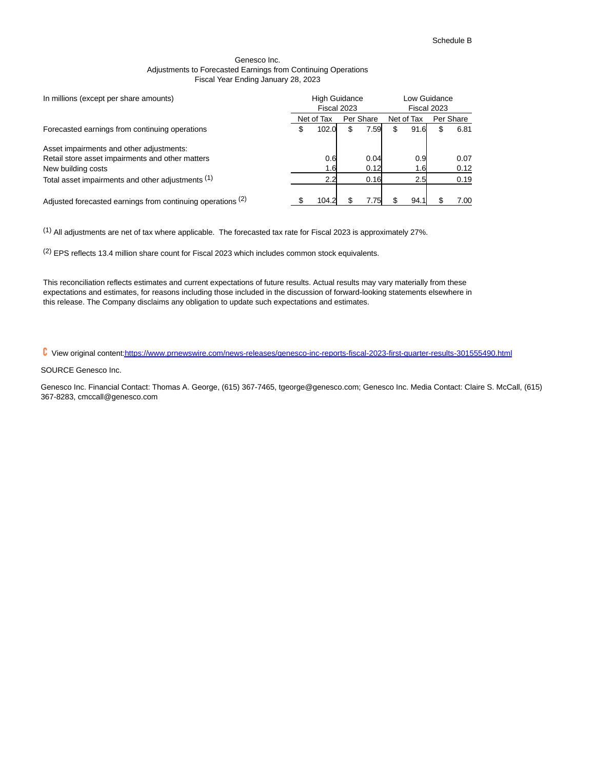Schedule B

Genesco Inc.
Adjustments to Forecasted Earnings from Continuing Operations
Fiscal Year Ending January 28, 2023

| In millions (except per share amounts) | High Guidance Fiscal 2023 | | Low Guidance Fiscal 2023 | |
|---|---|---|---|---|
| | Net of Tax | Per Share | Net of Tax | Per Share |
| Forecasted earnings from continuing operations | $ 102.0 | $ 7.59 | $ 91.6 | $ 6.81 |
| Asset impairments and other adjustments: | | | | |
| Retail store asset impairments and other matters | 0.6 | 0.04 | 0.9 | 0.07 |
| New building costs | 1.6 | 0.12 | 1.6 | 0.12 |
| Total asset impairments and other adjustments [1] | 2.2 | 0.16 | 2.5 | 0.19 |
| Adjusted forecasted earnings from continuing operations [2] | $ 104.2 | $ 7.75 | $ 94.1 | $ 7.00 |

[1] All adjustments are net of tax where applicable. The forecasted tax rate for Fiscal 2023 is approximately 27%.

[2] EPS reflects 13.4 million share count for Fiscal 2023 which includes common stock equivalents.

This reconciliation reflects estimates and current expectations of future results. Actual results may vary materially from these expectations and estimates, for reasons including those included in the discussion of forward-looking statements elsewhere in this release. The Company disclaims any obligation to update such expectations and estimates.

View original content:https://www.prnewswire.com/news-releases/genesco-inc-reports-fiscal-2023-first-quarter-results-301555490.html

SOURCE Genesco Inc.

Genesco Inc. Financial Contact: Thomas A. George, (615) 367-7465, tgeorge@genesco.com; Genesco Inc. Media Contact: Claire S. McCall, (615) 367-8283, cmccall@genesco.com